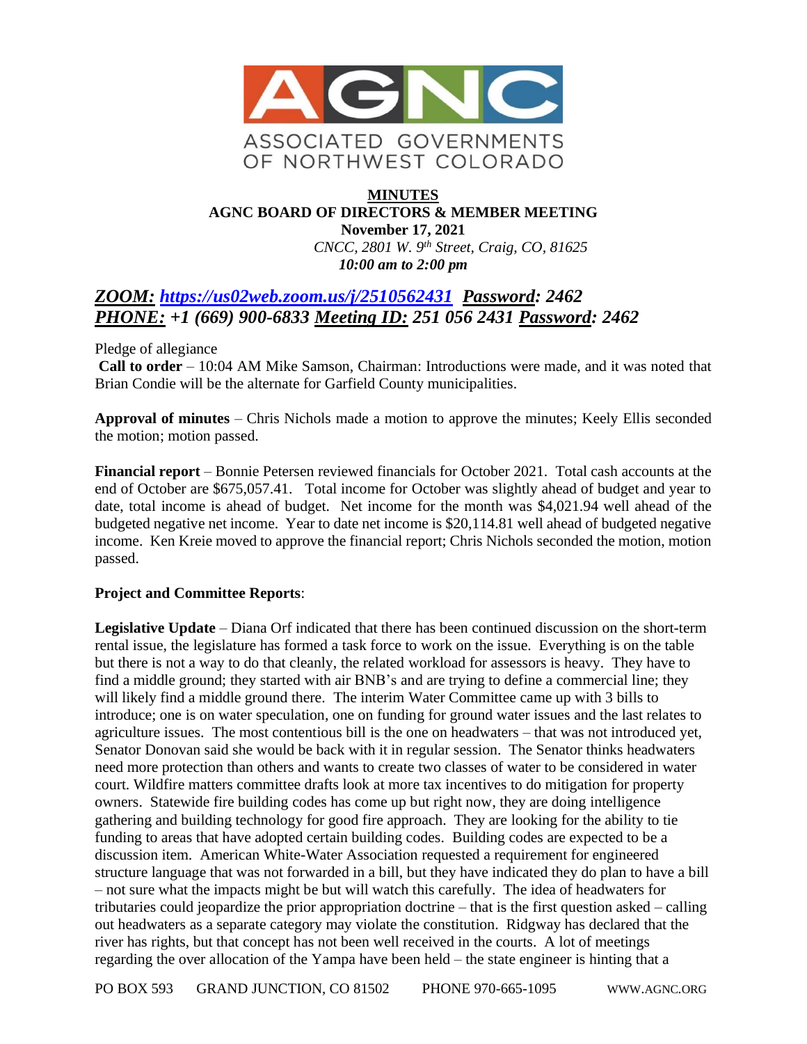ASSOCIATED GOVERNMENTS OF NORTHWEST COLORADO

**MINUTES**
**AGNC BOARD OF DIRECTORS & MEMBER MEETING**
**November 17, 2021**
*CNCC, 2801 W. 9th Street, Craig, CO, 81625*
***10:00 am to 2:00 pm***

## ***ZOOM: https://us02web.zoom.us/j/2510562431 Password: 2462***
## ***PHONE: +1 (669) 900-6833 Meeting ID: 251 056 2431 Password: 2462***

Pledge of allegiance

**Call to order** – 10:04 AM Mike Samson, Chairman: Introductions were made, and it was noted that Brian Condie will be the alternate for Garfield County municipalities.

**Approval of minutes** – Chris Nichols made a motion to approve the minutes; Keely Ellis seconded the motion; motion passed.

**Financial report** – Bonnie Petersen reviewed financials for October 2021. Total cash accounts at the end of October are $675,057.41. Total income for October was slightly ahead of budget and year to date, total income is ahead of budget. Net income for the month was $4,021.94 well ahead of the budgeted negative net income. Year to date net income is $20,114.81 well ahead of budgeted negative income. Ken Kreie moved to approve the financial report; Chris Nichols seconded the motion, motion passed.

**Project and Committee Reports**:

**Legislative Update** – Diana Orf indicated that there has been continued discussion on the short-term rental issue, the legislature has formed a task force to work on the issue. Everything is on the table but there is not a way to do that cleanly, the related workload for assessors is heavy. They have to find a middle ground; they started with air BNB's and are trying to define a commercial line; they will likely find a middle ground there. The interim Water Committee came up with 3 bills to introduce; one is on water speculation, one on funding for ground water issues and the last relates to agriculture issues. The most contentious bill is the one on headwaters – that was not introduced yet, Senator Donovan said she would be back with it in regular session. The Senator thinks headwaters need more protection than others and wants to create two classes of water to be considered in water court. Wildfire matters committee drafts look at more tax incentives to do mitigation for property owners. Statewide fire building codes has come up but right now, they are doing intelligence gathering and building technology for good fire approach. They are looking for the ability to tie funding to areas that have adopted certain building codes. Building codes are expected to be a discussion item. American White-Water Association requested a requirement for engineered structure language that was not forwarded in a bill, but they have indicated they do plan to have a bill – not sure what the impacts might be but will watch this carefully. The idea of headwaters for tributaries could jeopardize the prior appropriation doctrine – that is the first question asked – calling out headwaters as a separate category may violate the constitution. Ridgway has declared that the river has rights, but that concept has not been well received in the courts. A lot of meetings regarding the over allocation of the Yampa have been held – the state engineer is hinting that a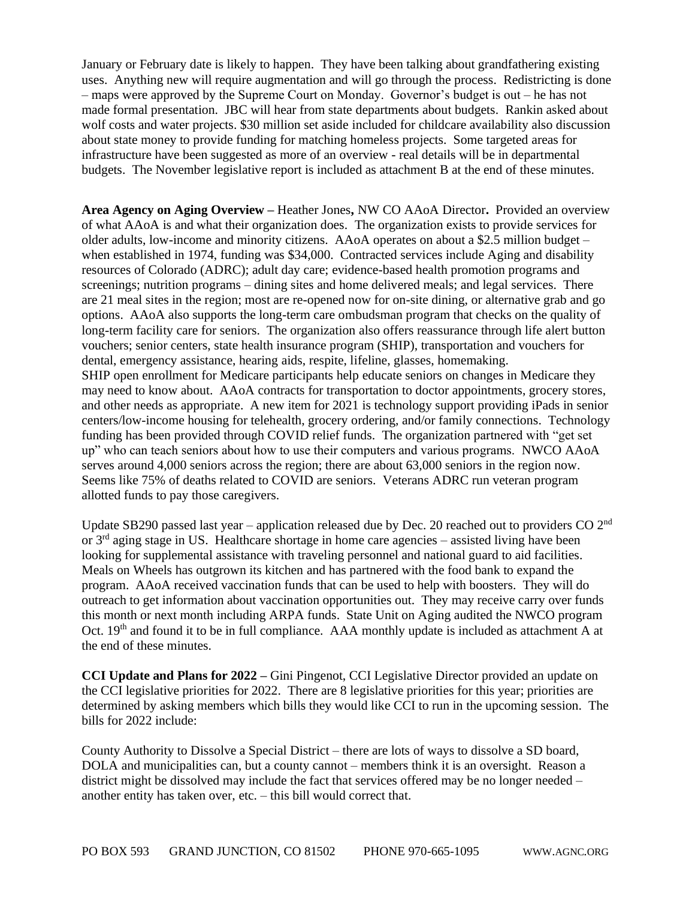January or February date is likely to happen. They have been talking about grandfathering existing uses. Anything new will require augmentation and will go through the process. Redistricting is done – maps were approved by the Supreme Court on Monday. Governor's budget is out – he has not made formal presentation. JBC will hear from state departments about budgets. Rankin asked about wolf costs and water projects. $30 million set aside included for childcare availability also discussion about state money to provide funding for matching homeless projects. Some targeted areas for infrastructure have been suggested as more of an overview - real details will be in departmental budgets. The November legislative report is included as attachment B at the end of these minutes.

**Area Agency on Aging Overview –** Heather Jones**,** NW CO AAoA Director**.** Provided an overview of what AAoA is and what their organization does. The organization exists to provide services for older adults, low-income and minority citizens. AAoA operates on about a $2.5 million budget – when established in 1974, funding was $34,000. Contracted services include Aging and disability resources of Colorado (ADRC); adult day care; evidence-based health promotion programs and screenings; nutrition programs – dining sites and home delivered meals; and legal services. There are 21 meal sites in the region; most are re-opened now for on-site dining, or alternative grab and go options. AAoA also supports the long-term care ombudsman program that checks on the quality of long-term facility care for seniors. The organization also offers reassurance through life alert button vouchers; senior centers, state health insurance program (SHIP), transportation and vouchers for dental, emergency assistance, hearing aids, respite, lifeline, glasses, homemaking.
SHIP open enrollment for Medicare participants help educate seniors on changes in Medicare they may need to know about. AAoA contracts for transportation to doctor appointments, grocery stores, and other needs as appropriate. A new item for 2021 is technology support providing iPads in senior centers/low-income housing for telehealth, grocery ordering, and/or family connections. Technology funding has been provided through COVID relief funds. The organization partnered with "get set up" who can teach seniors about how to use their computers and various programs. NWCO AAoA serves around 4,000 seniors across the region; there are about 63,000 seniors in the region now. Seems like 75% of deaths related to COVID are seniors. Veterans ADRC run veteran program allotted funds to pay those caregivers.

Update SB290 passed last year – application released due by Dec. 20 reached out to providers CO 2nd or 3rd aging stage in US. Healthcare shortage in home care agencies – assisted living have been looking for supplemental assistance with traveling personnel and national guard to aid facilities. Meals on Wheels has outgrown its kitchen and has partnered with the food bank to expand the program. AAoA received vaccination funds that can be used to help with boosters. They will do outreach to get information about vaccination opportunities out. They may receive carry over funds this month or next month including ARPA funds. State Unit on Aging audited the NWCO program Oct. 19th and found it to be in full compliance. AAA monthly update is included as attachment A at the end of these minutes.

**CCI Update and Plans for 2022 –** Gini Pingenot, CCI Legislative Director provided an update on the CCI legislative priorities for 2022. There are 8 legislative priorities for this year; priorities are determined by asking members which bills they would like CCI to run in the upcoming session. The bills for 2022 include:

County Authority to Dissolve a Special District – there are lots of ways to dissolve a SD board, DOLA and municipalities can, but a county cannot – members think it is an oversight. Reason a district might be dissolved may include the fact that services offered may be no longer needed – another entity has taken over, etc. – this bill would correct that.

PO BOX 593 GRAND JUNCTION, CO 81502 PHONE 970-665-1095 WWW.AGNC.ORG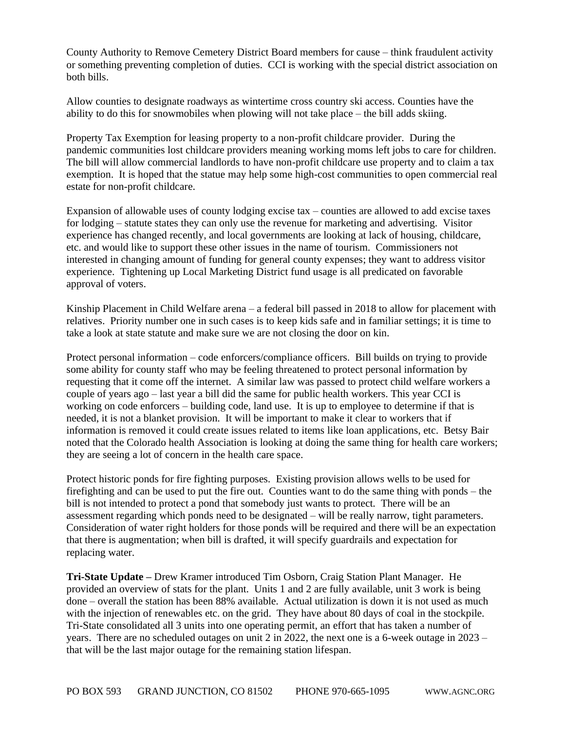County Authority to Remove Cemetery District Board members for cause – think fraudulent activity or something preventing completion of duties. CCI is working with the special district association on both bills.

Allow counties to designate roadways as wintertime cross country ski access. Counties have the ability to do this for snowmobiles when plowing will not take place – the bill adds skiing.

Property Tax Exemption for leasing property to a non-profit childcare provider. During the pandemic communities lost childcare providers meaning working moms left jobs to care for children. The bill will allow commercial landlords to have non-profit childcare use property and to claim a tax exemption. It is hoped that the statue may help some high-cost communities to open commercial real estate for non-profit childcare.

Expansion of allowable uses of county lodging excise tax – counties are allowed to add excise taxes for lodging – statute states they can only use the revenue for marketing and advertising. Visitor experience has changed recently, and local governments are looking at lack of housing, childcare, etc. and would like to support these other issues in the name of tourism. Commissioners not interested in changing amount of funding for general county expenses; they want to address visitor experience. Tightening up Local Marketing District fund usage is all predicated on favorable approval of voters.

Kinship Placement in Child Welfare arena – a federal bill passed in 2018 to allow for placement with relatives. Priority number one in such cases is to keep kids safe and in familiar settings; it is time to take a look at state statute and make sure we are not closing the door on kin.

Protect personal information – code enforcers/compliance officers. Bill builds on trying to provide some ability for county staff who may be feeling threatened to protect personal information by requesting that it come off the internet. A similar law was passed to protect child welfare workers a couple of years ago – last year a bill did the same for public health workers. This year CCI is working on code enforcers – building code, land use. It is up to employee to determine if that is needed, it is not a blanket provision. It will be important to make it clear to workers that if information is removed it could create issues related to items like loan applications, etc. Betsy Bair noted that the Colorado health Association is looking at doing the same thing for health care workers; they are seeing a lot of concern in the health care space.

Protect historic ponds for fire fighting purposes. Existing provision allows wells to be used for firefighting and can be used to put the fire out. Counties want to do the same thing with ponds – the bill is not intended to protect a pond that somebody just wants to protect. There will be an assessment regarding which ponds need to be designated – will be really narrow, tight parameters. Consideration of water right holders for those ponds will be required and there will be an expectation that there is augmentation; when bill is drafted, it will specify guardrails and expectation for replacing water.

**Tri-State Update –** Drew Kramer introduced Tim Osborn, Craig Station Plant Manager. He provided an overview of stats for the plant. Units 1 and 2 are fully available, unit 3 work is being done – overall the station has been 88% available. Actual utilization is down it is not used as much with the injection of renewables etc. on the grid. They have about 80 days of coal in the stockpile. Tri-State consolidated all 3 units into one operating permit, an effort that has taken a number of years. There are no scheduled outages on unit 2 in 2022, the next one is a 6-week outage in 2023 – that will be the last major outage for the remaining station lifespan.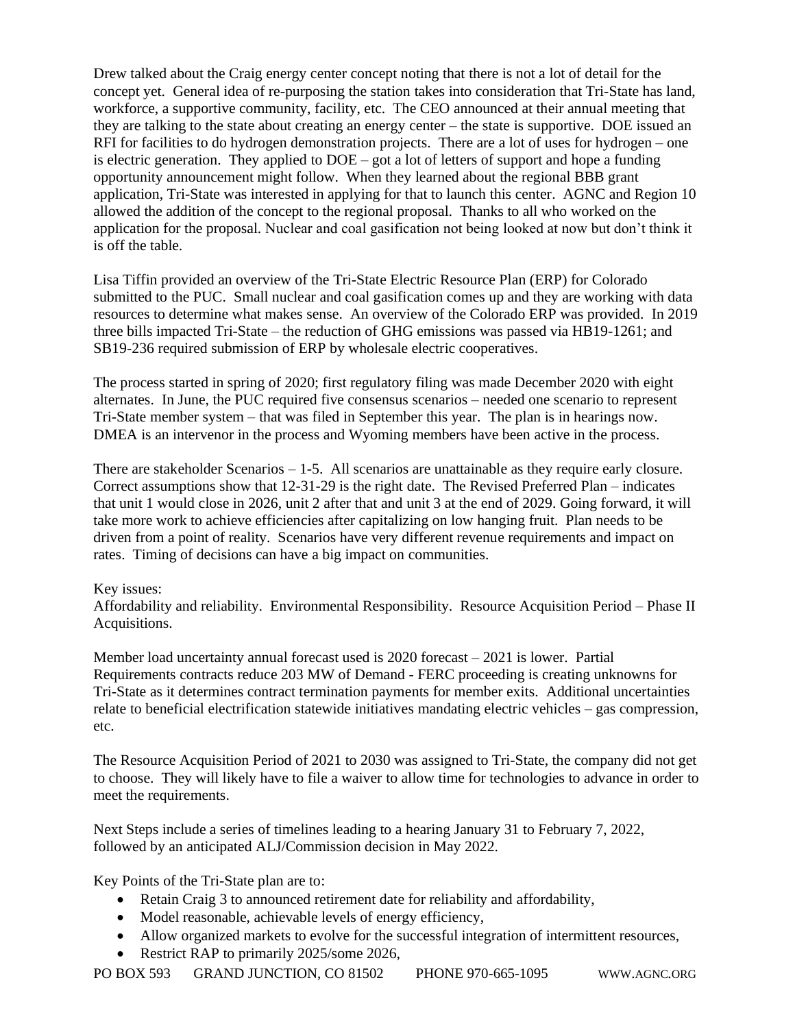Drew talked about the Craig energy center concept noting that there is not a lot of detail for the concept yet. General idea of re-purposing the station takes into consideration that Tri-State has land, workforce, a supportive community, facility, etc. The CEO announced at their annual meeting that they are talking to the state about creating an energy center – the state is supportive. DOE issued an RFI for facilities to do hydrogen demonstration projects. There are a lot of uses for hydrogen – one is electric generation. They applied to DOE – got a lot of letters of support and hope a funding opportunity announcement might follow. When they learned about the regional BBB grant application, Tri-State was interested in applying for that to launch this center. AGNC and Region 10 allowed the addition of the concept to the regional proposal. Thanks to all who worked on the application for the proposal. Nuclear and coal gasification not being looked at now but don't think it is off the table.

Lisa Tiffin provided an overview of the Tri-State Electric Resource Plan (ERP) for Colorado submitted to the PUC. Small nuclear and coal gasification comes up and they are working with data resources to determine what makes sense. An overview of the Colorado ERP was provided. In 2019 three bills impacted Tri-State – the reduction of GHG emissions was passed via HB19-1261; and SB19-236 required submission of ERP by wholesale electric cooperatives.

The process started in spring of 2020; first regulatory filing was made December 2020 with eight alternates. In June, the PUC required five consensus scenarios – needed one scenario to represent Tri-State member system – that was filed in September this year. The plan is in hearings now. DMEA is an intervenor in the process and Wyoming members have been active in the process.

There are stakeholder Scenarios – 1-5. All scenarios are unattainable as they require early closure. Correct assumptions show that 12-31-29 is the right date. The Revised Preferred Plan – indicates that unit 1 would close in 2026, unit 2 after that and unit 3 at the end of 2029. Going forward, it will take more work to achieve efficiencies after capitalizing on low hanging fruit. Plan needs to be driven from a point of reality. Scenarios have very different revenue requirements and impact on rates. Timing of decisions can have a big impact on communities.

Key issues:
Affordability and reliability. Environmental Responsibility. Resource Acquisition Period – Phase II Acquisitions.

Member load uncertainty annual forecast used is 2020 forecast – 2021 is lower. Partial Requirements contracts reduce 203 MW of Demand - FERC proceeding is creating unknowns for Tri-State as it determines contract termination payments for member exits. Additional uncertainties relate to beneficial electrification statewide initiatives mandating electric vehicles – gas compression, etc.

The Resource Acquisition Period of 2021 to 2030 was assigned to Tri-State, the company did not get to choose. They will likely have to file a waiver to allow time for technologies to advance in order to meet the requirements.

Next Steps include a series of timelines leading to a hearing January 31 to February 7, 2022, followed by an anticipated ALJ/Commission decision in May 2022.

Key Points of the Tri-State plan are to:

- Retain Craig 3 to announced retirement date for reliability and affordability,
- Model reasonable, achievable levels of energy efficiency,
- Allow organized markets to evolve for the successful integration of intermittent resources,
- Restrict RAP to primarily 2025/some 2026,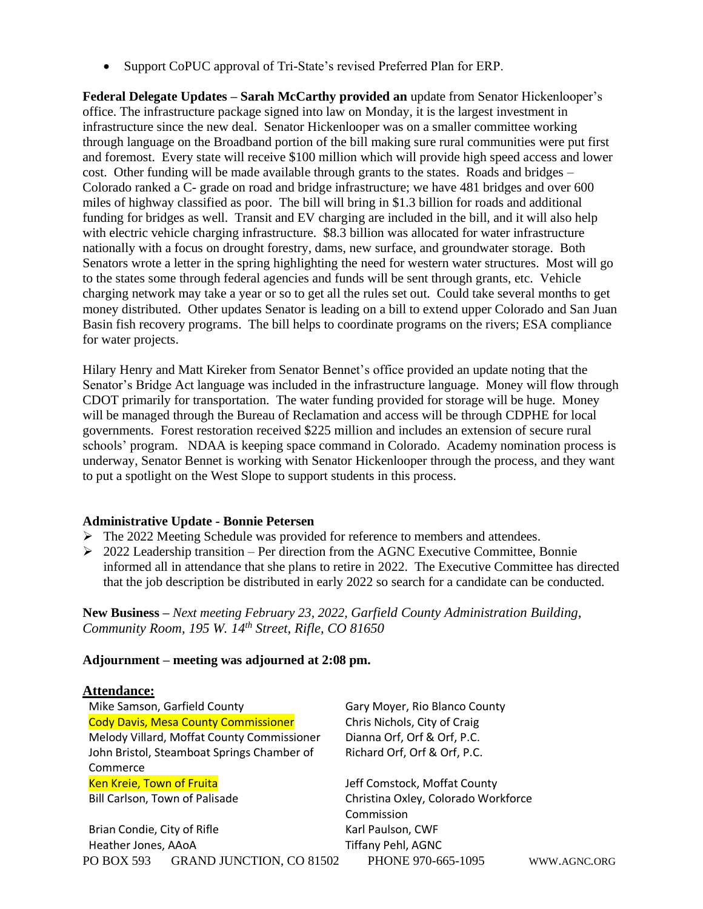- Support CoPUC approval of Tri-State's revised Preferred Plan for ERP.

**Federal Delegate Updates – Sarah McCarthy provided an** update from Senator Hickenlooper's office. The infrastructure package signed into law on Monday, it is the largest investment in infrastructure since the new deal. Senator Hickenlooper was on a smaller committee working through language on the Broadband portion of the bill making sure rural communities were put first and foremost. Every state will receive $100 million which will provide high speed access and lower cost. Other funding will be made available through grants to the states. Roads and bridges – Colorado ranked a C- grade on road and bridge infrastructure; we have 481 bridges and over 600 miles of highway classified as poor. The bill will bring in $1.3 billion for roads and additional funding for bridges as well. Transit and EV charging are included in the bill, and it will also help with electric vehicle charging infrastructure. $8.3 billion was allocated for water infrastructure nationally with a focus on drought forestry, dams, new surface, and groundwater storage. Both Senators wrote a letter in the spring highlighting the need for western water structures. Most will go to the states some through federal agencies and funds will be sent through grants, etc. Vehicle charging network may take a year or so to get all the rules set out. Could take several months to get money distributed. Other updates Senator is leading on a bill to extend upper Colorado and San Juan Basin fish recovery programs. The bill helps to coordinate programs on the rivers; ESA compliance for water projects.

Hilary Henry and Matt Kireker from Senator Bennet's office provided an update noting that the Senator's Bridge Act language was included in the infrastructure language. Money will flow through CDOT primarily for transportation. The water funding provided for storage will be huge. Money will be managed through the Bureau of Reclamation and access will be through CDPHE for local governments. Forest restoration received $225 million and includes an extension of secure rural schools' program. NDAA is keeping space command in Colorado. Academy nomination process is underway, Senator Bennet is working with Senator Hickenlooper through the process, and they want to put a spotlight on the West Slope to support students in this process.

**Administrative Update - Bonnie Petersen**

- The 2022 Meeting Schedule was provided for reference to members and attendees.
- 2022 Leadership transition – Per direction from the AGNC Executive Committee, Bonnie informed all in attendance that she plans to retire in 2022. The Executive Committee has directed that the job description be distributed in early 2022 so search for a candidate can be conducted.

**New Business –** *Next meeting February 23, 2022, Garfield County Administration Building, Community Room, 195 W. 14th Street, Rifle, CO 81650*

**Adjournment – meeting was adjourned at 2:08 pm.**

**Attendance:**

Mike Samson, Garfield County
Cody Davis, Mesa County Commissioner
Melody Villard, Moffat County Commissioner
John Bristol, Steamboat Springs Chamber of Commerce
Ken Kreie, Town of Fruita
Bill Carlson, Town of Palisade
Brian Condie, City of Rifle
Heather Jones, AAoA
Gary Moyer, Rio Blanco County
Chris Nichols, City of Craig
Dianna Orf, Orf & Orf, P.C.
Richard Orf, Orf & Orf, P.C.
Jeff Comstock, Moffat County
Christina Oxley, Colorado Workforce Commission
Karl Paulson, CWF
Tiffany Pehl, AGNC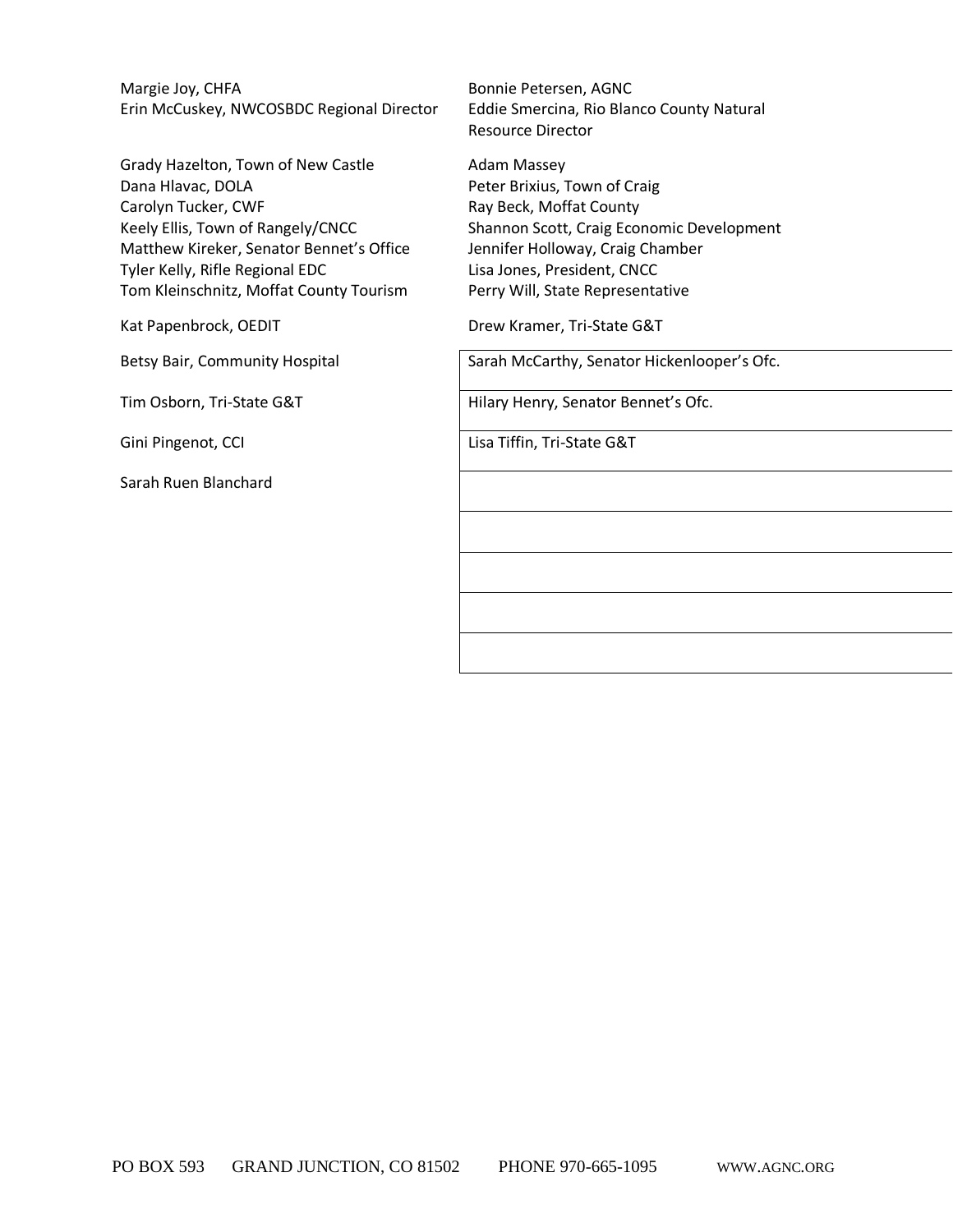Margie Joy, CHFA
Erin McCuskey, NWCOSBDC Regional Director

Grady Hazelton, Town of New Castle
Dana Hlavac, DOLA
Carolyn Tucker, CWF
Keely Ellis, Town of Rangely/CNCC
Matthew Kireker, Senator Bennet's Office
Tyler Kelly, Rifle Regional EDC
Tom Kleinschnitz, Moffat County Tourism

Kat Papenbrock, OEDIT

Betsy Bair, Community Hospital

Tim Osborn, Tri-State G&T

Gini Pingenot, CCI

Sarah Ruen Blanchard

Bonnie Petersen, AGNC
Eddie Smercina, Rio Blanco County Natural Resource Director

Adam Massey
Peter Brixius, Town of Craig
Ray Beck, Moffat County
Shannon Scott, Craig Economic Development
Jennifer Holloway, Craig Chamber
Lisa Jones, President, CNCC
Perry Will, State Representative

Drew Kramer, Tri-State G&T

| |
|---|
| Sarah McCarthy, Senator Hickenlooper's Ofc. |
| Hilary Henry, Senator Bennet's Ofc. |
| Lisa Tiffin, Tri-State G&T |
| |
| |
| |
| |
| |

PO BOX 593 GRAND JUNCTION, CO 81502 PHONE 970-665-1095 WWW.AGNC.ORG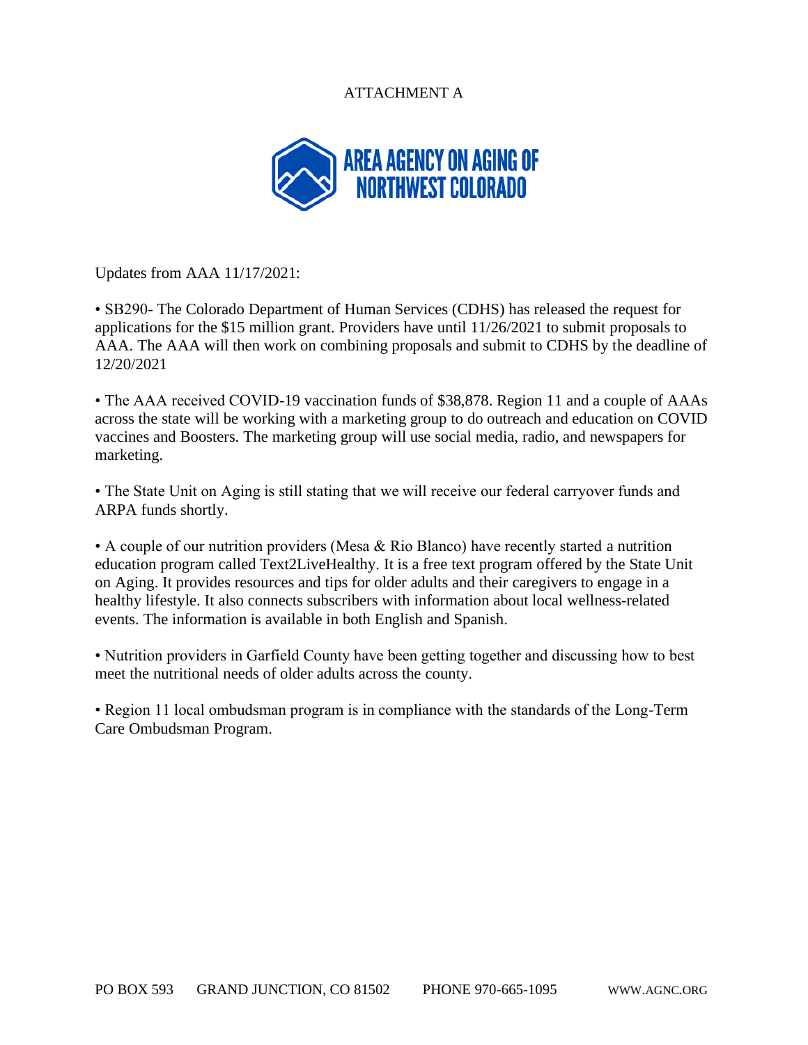ATTACHMENT A

**AREA AGENCY ON AGING OF NORTHWEST COLORADO**

Updates from AAA 11/17/2021:

- SB290- The Colorado Department of Human Services (CDHS) has released the request for applications for the $15 million grant. Providers have until 11/26/2021 to submit proposals to AAA. The AAA will then work on combining proposals and submit to CDHS by the deadline of 12/20/2021

- The AAA received COVID-19 vaccination funds of $38,878. Region 11 and a couple of AAAs across the state will be working with a marketing group to do outreach and education on COVID vaccines and Boosters. The marketing group will use social media, radio, and newspapers for marketing.

- The State Unit on Aging is still stating that we will receive our federal carryover funds and ARPA funds shortly.

- A couple of our nutrition providers (Mesa & Rio Blanco) have recently started a nutrition education program called Text2LiveHealthy. It is a free text program offered by the State Unit on Aging. It provides resources and tips for older adults and their caregivers to engage in a healthy lifestyle. It also connects subscribers with information about local wellness-related events. The information is available in both English and Spanish.

- Nutrition providers in Garfield County have been getting together and discussing how to best meet the nutritional needs of older adults across the county.

- Region 11 local ombudsman program is in compliance with the standards of the Long-Term Care Ombudsman Program.

PO BOX 593 GRAND JUNCTION, CO 81502 PHONE 970-665-1095 WWW.AGNC.ORG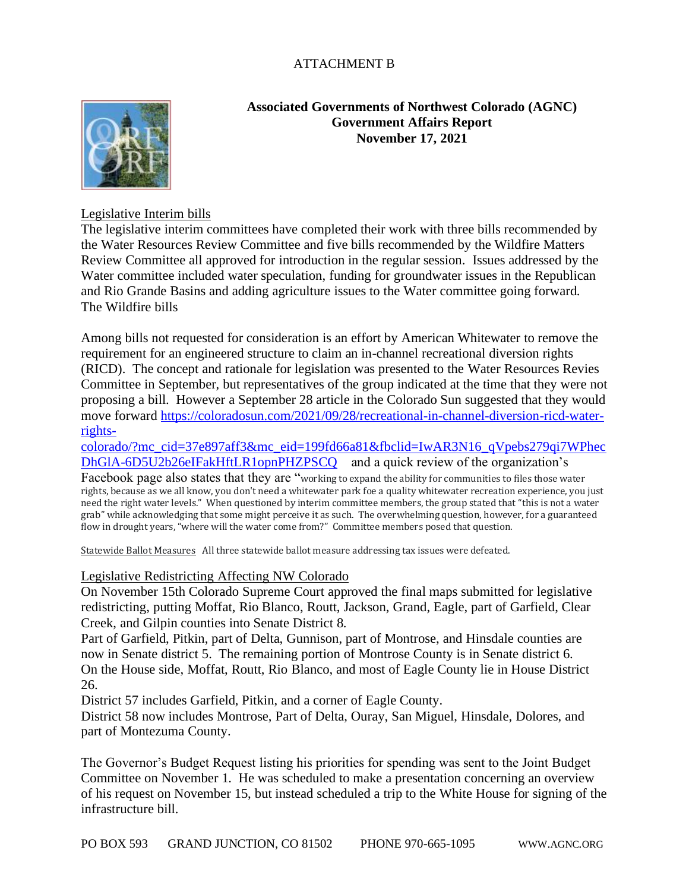ATTACHMENT B

**Associated Governments of Northwest Colorado (AGNC)**
**Government Affairs Report**
**November 17, 2021**

Legislative Interim bills

The legislative interim committees have completed their work with three bills recommended by the Water Resources Review Committee and five bills recommended by the Wildfire Matters Review Committee all approved for introduction in the regular session. Issues addressed by the Water committee included water speculation, funding for groundwater issues in the Republican and Rio Grande Basins and adding agriculture issues to the Water committee going forward. The Wildfire bills

Among bills not requested for consideration is an effort by American Whitewater to remove the requirement for an engineered structure to claim an in-channel recreational diversion rights (RICD). The concept and rationale for legislation was presented to the Water Resources Revies Committee in September, but representatives of the group indicated at the time that they were not proposing a bill. However a September 28 article in the Colorado Sun suggested that they would move forward https://coloradosun.com/2021/09/28/recreational-in-channel-diversion-ricd-water-rights-colorado/?mc_cid=37e897aff3&mc_eid=199fd66a81&fbclid=IwAR3N16_qVpebs279qi7WPhecDhGlA-6D5U2b26eIFakHftLR1opnPHZPSCQ and a quick review of the organization's Facebook page also states that they are "working to expand the ability for communities to files those water rights, because as we all know, you don't need a whitewater park foe a quality whitewater recreation experience, you just need the right water levels." When questioned by interim committee members, the group stated that "this is not a water grab" while acknowledging that some might perceive it as such. The overwhelming question, however, for a guaranteed flow in drought years, "where will the water come from?" Committee members posed that question.

Statewide Ballot Measures All three statewide ballot measure addressing tax issues were defeated.

Legislative Redistricting Affecting NW Colorado

On November 15th Colorado Supreme Court approved the final maps submitted for legislative redistricting, putting Moffat, Rio Blanco, Routt, Jackson, Grand, Eagle, part of Garfield, Clear Creek, and Gilpin counties into Senate District 8.

Part of Garfield, Pitkin, part of Delta, Gunnison, part of Montrose, and Hinsdale counties are now in Senate district 5. The remaining portion of Montrose County is in Senate district 6.

On the House side, Moffat, Routt, Rio Blanco, and most of Eagle County lie in House District 26.

District 57 includes Garfield, Pitkin, and a corner of Eagle County.

District 58 now includes Montrose, Part of Delta, Ouray, San Miguel, Hinsdale, Dolores, and part of Montezuma County.

The Governor's Budget Request listing his priorities for spending was sent to the Joint Budget Committee on November 1. He was scheduled to make a presentation concerning an overview of his request on November 15, but instead scheduled a trip to the White House for signing of the infrastructure bill.

PO BOX 593 GRAND JUNCTION, CO 81502 PHONE 970-665-1095 WWW.AGNC.ORG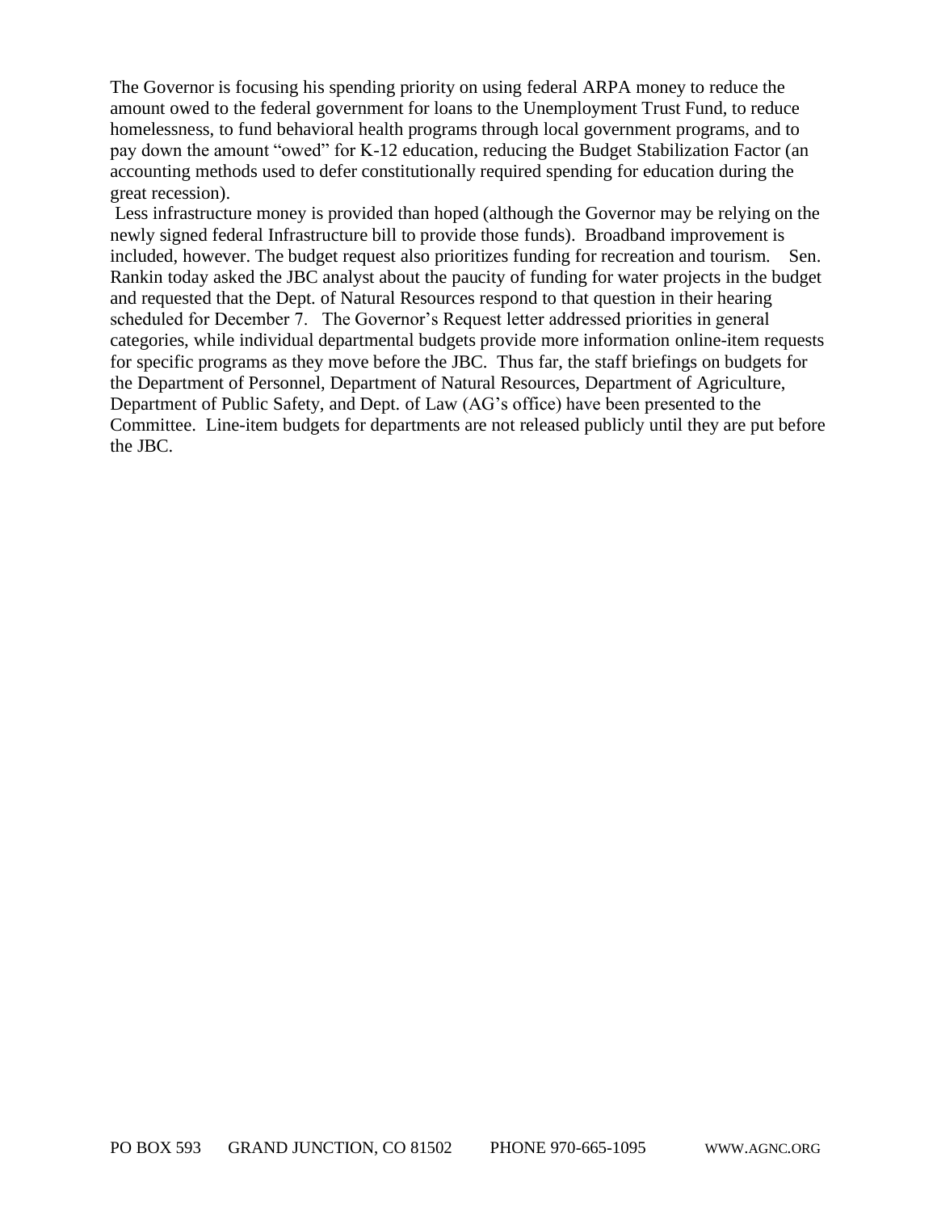The Governor is focusing his spending priority on using federal ARPA money to reduce the amount owed to the federal government for loans to the Unemployment Trust Fund, to reduce homelessness, to fund behavioral health programs through local government programs, and to pay down the amount "owed" for K-12 education, reducing the Budget Stabilization Factor (an accounting methods used to defer constitutionally required spending for education during the great recession).

Less infrastructure money is provided than hoped (although the Governor may be relying on the newly signed federal Infrastructure bill to provide those funds). Broadband improvement is included, however. The budget request also prioritizes funding for recreation and tourism. Sen. Rankin today asked the JBC analyst about the paucity of funding for water projects in the budget and requested that the Dept. of Natural Resources respond to that question in their hearing scheduled for December 7. The Governor's Request letter addressed priorities in general categories, while individual departmental budgets provide more information online-item requests for specific programs as they move before the JBC. Thus far, the staff briefings on budgets for the Department of Personnel, Department of Natural Resources, Department of Agriculture, Department of Public Safety, and Dept. of Law (AG's office) have been presented to the Committee. Line-item budgets for departments are not released publicly until they are put before the JBC.

PO BOX 593 GRAND JUNCTION, CO 81502 PHONE 970-665-1095 WWW.AGNC.ORG